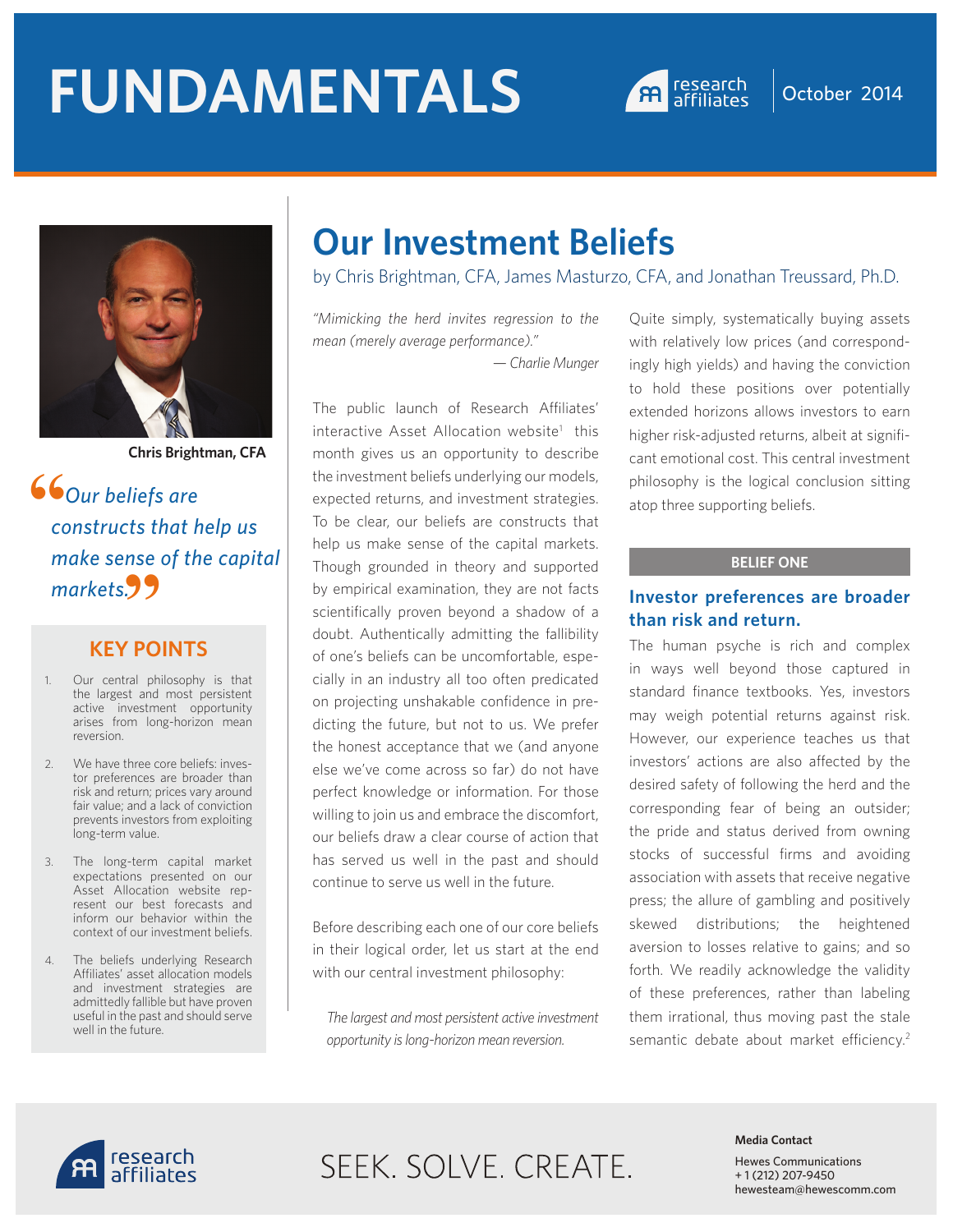# FUNDAMENTALS

October 2014

Chris Brightman, CFA

*"Our beliefs are constructs that help us make sense of the capital markets."*

## KEY POINTS

1. Our central philosophy is that the largest and most persistent active investment opportunity arises from long-horizon mean reversion.
2. We have three core beliefs: investor preferences are broader than risk and return; prices vary around fair value; and a lack of conviction prevents investors from exploiting long-term value.
3. The long-term capital market expectations presented on our Asset Allocation website represent our best forecasts and inform our behavior within the context of our investment beliefs.
4. The beliefs underlying Research Affiliates' asset allocation models and investment strategies are admittedly fallible but have proven useful in the past and should serve well in the future.

# Our Investment Beliefs

by Chris Brightman, CFA, James Masturzo, CFA, and Jonathan Treussard, Ph.D.

*"Mimicking the herd invites regression to the mean (merely average performance)."*
*— Charlie Munger*

The public launch of Research Affiliates' interactive Asset Allocation website[1] this month gives us an opportunity to describe the investment beliefs underlying our models, expected returns, and investment strategies. To be clear, our beliefs are constructs that help us make sense of the capital markets. Though grounded in theory and supported by empirical examination, they are not facts scientifically proven beyond a shadow of a doubt. Authentically admitting the fallibility of one's beliefs can be uncomfortable, especially in an industry all too often predicated on projecting unshakable confidence in predicting the future, but not to us. We prefer the honest acceptance that we (and anyone else we've come across so far) do not have perfect knowledge or information. For those willing to join us and embrace the discomfort, our beliefs draw a clear course of action that has served us well in the past and should continue to serve us well in the future.

Before describing each one of our core beliefs in their logical order, let us start at the end with our central investment philosophy:

*The largest and most persistent active investment opportunity is long-horizon mean reversion.*

Quite simply, systematically buying assets with relatively low prices (and correspondingly high yields) and having the conviction to hold these positions over potentially extended horizons allows investors to earn higher risk-adjusted returns, albeit at significant emotional cost. This central investment philosophy is the logical conclusion sitting atop three supporting beliefs.

**BELIEF ONE**

### Investor preferences are broader than risk and return.

The human psyche is rich and complex in ways well beyond those captured in standard finance textbooks. Yes, investors may weigh potential returns against risk. However, our experience teaches us that investors' actions are also affected by the desired safety of following the herd and the corresponding fear of being an outsider; the pride and status derived from owning stocks of successful firms and avoiding association with assets that receive negative press; the allure of gambling and positively skewed distributions; the heightened aversion to losses relative to gains; and so forth. We readily acknowledge the validity of these preferences, rather than labeling them irrational, thus moving past the stale semantic debate about market efficiency.[2]

SEEK. SOLVE. CREATE.

**Media Contact**
Hewes Communications
+ 1 (212) 207-9450
hewesteam@hewescomm.com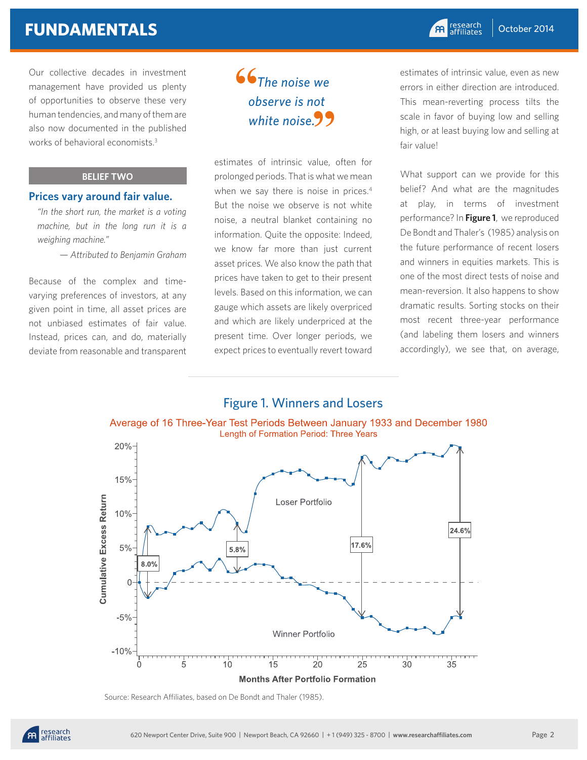Our collective decades in investment management have provided us plenty of opportunities to observe these very human tendencies, and many of them are also now documented in the published works of behavioral economists.[3]

### BELIEF TWO

## Prices vary around fair value.

*"In the short run, the market is a voting machine, but in the long run it is a weighing machine."*

*— Attributed to Benjamin Graham*

Because of the complex and time-varying preferences of investors, at any given point in time, all asset prices are not unbiased estimates of fair value. Instead, prices can, and do, materially deviate from reasonable and transparent estimates of intrinsic value, often for prolonged periods. That is what we mean when we say there is noise in prices.[4] But the noise we observe is not white noise, a neutral blanket containing no information. Quite the opposite: Indeed, we know far more than just current asset prices. We also know the path that prices have taken to get to their present levels. Based on this information, we can gauge which assets are likely overpriced and which are likely underpriced at the present time. Over longer periods, we expect prices to eventually revert toward estimates of intrinsic value, even as new errors in either direction are introduced. This mean-reverting process tilts the scale in favor of buying low and selling high, or at least buying low and selling at fair value!

> *"The noise we observe is not white noise."*

What support can we provide for this belief? And what are the magnitudes at play, in terms of investment performance? In **Figure 1**, we reproduced De Bondt and Thaler's (1985) analysis on the future performance of recent losers and winners in equities markets. This is one of the most direct tests of noise and mean-reversion. It also happens to show dramatic results. Sorting stocks on their most recent three-year performance (and labeling them losers and winners accordingly), we see that, on average,

### Figure 1. Winners and Losers

Average of 16 Three-Year Test Periods Between January 1933 and December 1980

Length of Formation Period: Three Years

Source: Research Affiliates, based on De Bondt and Thaler (1985).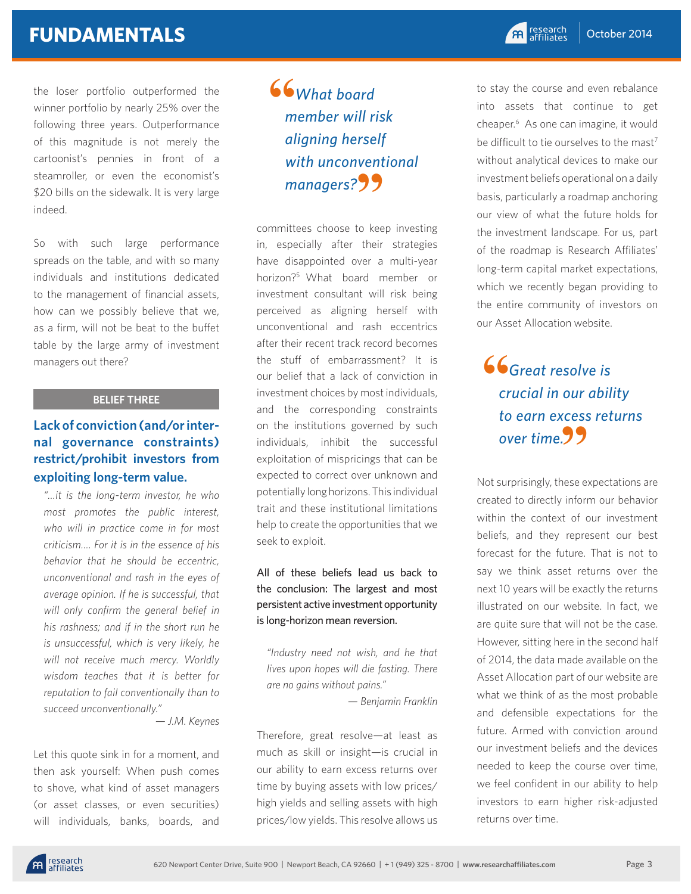the loser portfolio outperformed the winner portfolio by nearly 25% over the following three years. Outperformance of this magnitude is not merely the cartoonist's pennies in front of a steamroller, or even the economist's $20 bills on the sidewalk. It is very large indeed.

So with such large performance spreads on the table, and with so many individuals and institutions dedicated to the management of financial assets, how can we possibly believe that we, as a firm, will not be beat to the buffet table by the large army of investment managers out there?

**BELIEF THREE**

### Lack of conviction (and/or internal governance constraints) restrict/prohibit investors from exploiting long-term value.

> *"…it is the long-term investor, he who most promotes the public interest, who will in practice come in for most criticism…. For it is in the essence of his behavior that he should be eccentric, unconventional and rash in the eyes of average opinion. If he is successful, that will only confirm the general belief in his rashness; and if in the short run he is unsuccessful, which is very likely, he will not receive much mercy. Worldly wisdom teaches that it is better for reputation to fail conventionally than to succeed unconventionally."*
>
> — J.M. Keynes

Let this quote sink in for a moment, and then ask yourself: When push comes to shove, what kind of asset managers (or asset classes, or even securities) will individuals, banks, boards, and committees choose to keep investing in, especially after their strategies have disappointed over a multi-year horizon?[5] What board member or investment consultant will risk being perceived as aligning herself with unconventional and rash eccentrics after their recent track record becomes the stuff of embarrassment? It is our belief that a lack of conviction in investment choices by most individuals, and the corresponding constraints on the institutions governed by such individuals, inhibit the successful exploitation of mispricings that can be expected to correct over unknown and potentially long horizons. This individual trait and these institutional limitations help to create the opportunities that we seek to exploit.

> *"What board member will risk aligning herself with unconventional managers?"*

**All of these beliefs lead us back to the conclusion: The largest and most persistent active investment opportunity is long-horizon mean reversion.**

> *"Industry need not wish, and he that lives upon hopes will die fasting. There are no gains without pains."*
>
> — Benjamin Franklin

Therefore, great resolve—at least as much as skill or insight—is crucial in our ability to earn excess returns over time by buying assets with low prices/high yields and selling assets with high prices/low yields. This resolve allows us to stay the course and even rebalance into assets that continue to get cheaper.[6] As one can imagine, it would be difficult to tie ourselves to the mast[7] without analytical devices to make our investment beliefs operational on a daily basis, particularly a roadmap anchoring our view of what the future holds for the investment landscape. For us, part of the roadmap is Research Affiliates' long-term capital market expectations, which we recently began providing to the entire community of investors on our Asset Allocation website.

> *"Great resolve is crucial in our ability to earn excess returns over time."*

Not surprisingly, these expectations are created to directly inform our behavior within the context of our investment beliefs, and they represent our best forecast for the future. That is not to say we think asset returns over the next 10 years will be exactly the returns illustrated on our website. In fact, we are quite sure that will not be the case. However, sitting here in the second half of 2014, the data made available on the Asset Allocation part of our website are what we think of as the most probable and defensible expectations for the future. Armed with conviction around our investment beliefs and the devices needed to keep the course over time, we feel confident in our ability to help investors to earn higher risk-adjusted returns over time.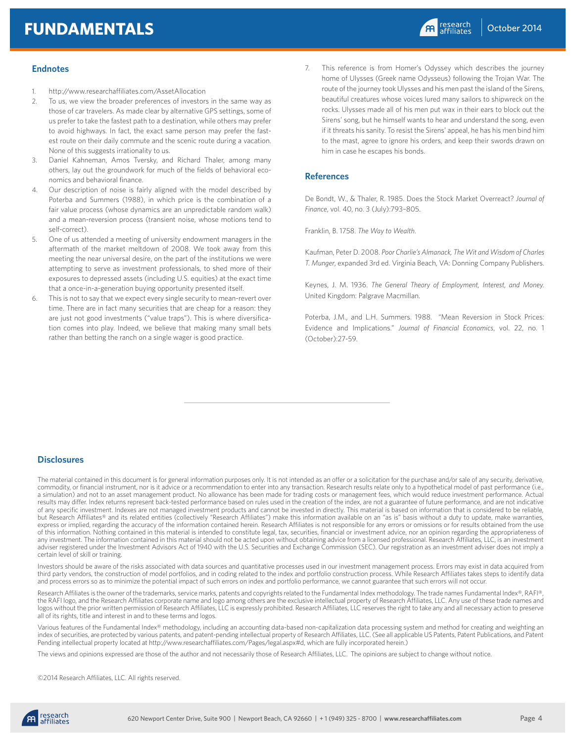## Endnotes

1. http://www.researchaffiliates.com/AssetAllocation
2. To us, we view the broader preferences of investors in the same way as those of car travelers. As made clear by alternative GPS settings, some of us prefer to take the fastest path to a destination, while others may prefer to avoid highways. In fact, the exact same person may prefer the fastest route on their daily commute and the scenic route during a vacation. None of this suggests irrationality to us.
3. Daniel Kahneman, Amos Tversky, and Richard Thaler, among many others, lay out the groundwork for much of the fields of behavioral economics and behavioral finance.
4. Our description of noise is fairly aligned with the model described by Poterba and Summers (1988), in which price is the combination of a fair value process (whose dynamics are an unpredictable random walk) and a mean-reversion process (transient noise, whose motions tend to self-correct).
5. One of us attended a meeting of university endowment managers in the aftermath of the market meltdown of 2008. We took away from this meeting the near universal desire, on the part of the institutions we were attempting to serve as investment professionals, to shed more of their exposures to depressed assets (including U.S. equities) at the exact time that a once-in-a-generation buying opportunity presented itself.
6. This is not to say that we expect every single security to mean-revert over time. There are in fact many securities that are cheap for a reason: they are just not good investments ("value traps"). This is where diversification comes into play. Indeed, we believe that making many small bets rather than betting the ranch on a single wager is good practice.
7. This reference is from Homer's Odyssey which describes the journey home of Ulysses (Greek name Odysseus) following the Trojan War. The route of the journey took Ulysses and his men past the island of the Sirens, beautiful creatures whose voices lured many sailors to shipwreck on the rocks. Ulysses made all of his men put wax in their ears to block out the Sirens' song, but he himself wants to hear and understand the song, even if it threats his sanity. To resist the Sirens' appeal, he has his men bind him to the mast, agree to ignore his orders, and keep their swords drawn on him in case he escapes his bonds.

## References

De Bondt, W., & Thaler, R. 1985. Does the Stock Market Overreact? *Journal of Finance*, vol. 40, no. 3 (July):793–805.

Franklin, B. 1758. *The Way to Wealth*.

Kaufman, Peter D. 2008. *Poor Charlie's Almanack, The Wit and Wisdom of Charles T. Munger*, expanded 3rd ed. Virginia Beach, VA: Donning Company Publishers.

Keynes, J. M. 1936. *The General Theory of Employment, Interest, and Money*. United Kingdom: Palgrave Macmillan.

Poterba, J.M., and L.H. Summers. 1988. "Mean Reversion in Stock Prices: Evidence and Implications." *Journal of Financial Economics*, vol. 22, no. 1 (October):27-59.

## Disclosures

The material contained in this document is for general information purposes only. It is not intended as an offer or a solicitation for the purchase and/or sale of any security, derivative, commodity, or financial instrument, nor is it advice or a recommendation to enter into any transaction. Research results relate only to a hypothetical model of past performance (i.e., a simulation) and not to an asset management product. No allowance has been made for trading costs or management fees, which would reduce investment performance. Actual results may differ. Index returns represent back-tested performance based on rules used in the creation of the index, are not a guarantee of future performance, and are not indicative of any specific investment. Indexes are not managed investment products and cannot be invested in directly. This material is based on information that is considered to be reliable, but Research Affiliates® and its related entities (collectively "Research Affiliates") make this information available on an "as is" basis without a duty to update, make warranties, express or implied, regarding the accuracy of the information contained herein. Research Affiliates is not responsible for any errors or omissions or for results obtained from the use of this information. Nothing contained in this material is intended to constitute legal, tax, securities, financial or investment advice, nor an opinion regarding the appropriateness of any investment. The information contained in this material should not be acted upon without obtaining advice from a licensed professional. Research Affiliates, LLC, is an investment adviser registered under the Investment Advisors Act of 1940 with the U.S. Securities and Exchange Commission (SEC). Our registration as an investment adviser does not imply a certain level of skill or training.

Investors should be aware of the risks associated with data sources and quantitative processes used in our investment management process. Errors may exist in data acquired from third party vendors, the construction of model portfolios, and in coding related to the index and portfolio construction process. While Research Affiliates takes steps to identify data and process errors so as to minimize the potential impact of such errors on index and portfolio performance, we cannot guarantee that such errors will not occur.

Research Affiliates is the owner of the trademarks, service marks, patents and copyrights related to the Fundamental Index methodology. The trade names Fundamental Index®, RAFI®, the RAFI logo, and the Research Affiliates corporate name and logo among others are the exclusive intellectual property of Research Affiliates, LLC. Any use of these trade names and logos without the prior written permission of Research Affiliates, LLC is expressly prohibited. Research Affiliates, LLC reserves the right to take any and all necessary action to preserve all of its rights, title and interest in and to these terms and logos.

Various features of the Fundamental Index® methodology, including an accounting data-based non-capitalization data processing system and method for creating and weighting an index of securities, are protected by various patents, and patent-pending intellectual property of Research Affiliates, LLC. (See all applicable US Patents, Patent Publications, and Patent Pending intellectual property located at http://www.researchaffiliates.com/Pages/legal.aspx#d, which are fully incorporated herein.)

The views and opinions expressed are those of the author and not necessarily those of Research Affiliates, LLC. The opinions are subject to change without notice.

©2014 Research Affiliates, LLC. All rights reserved.